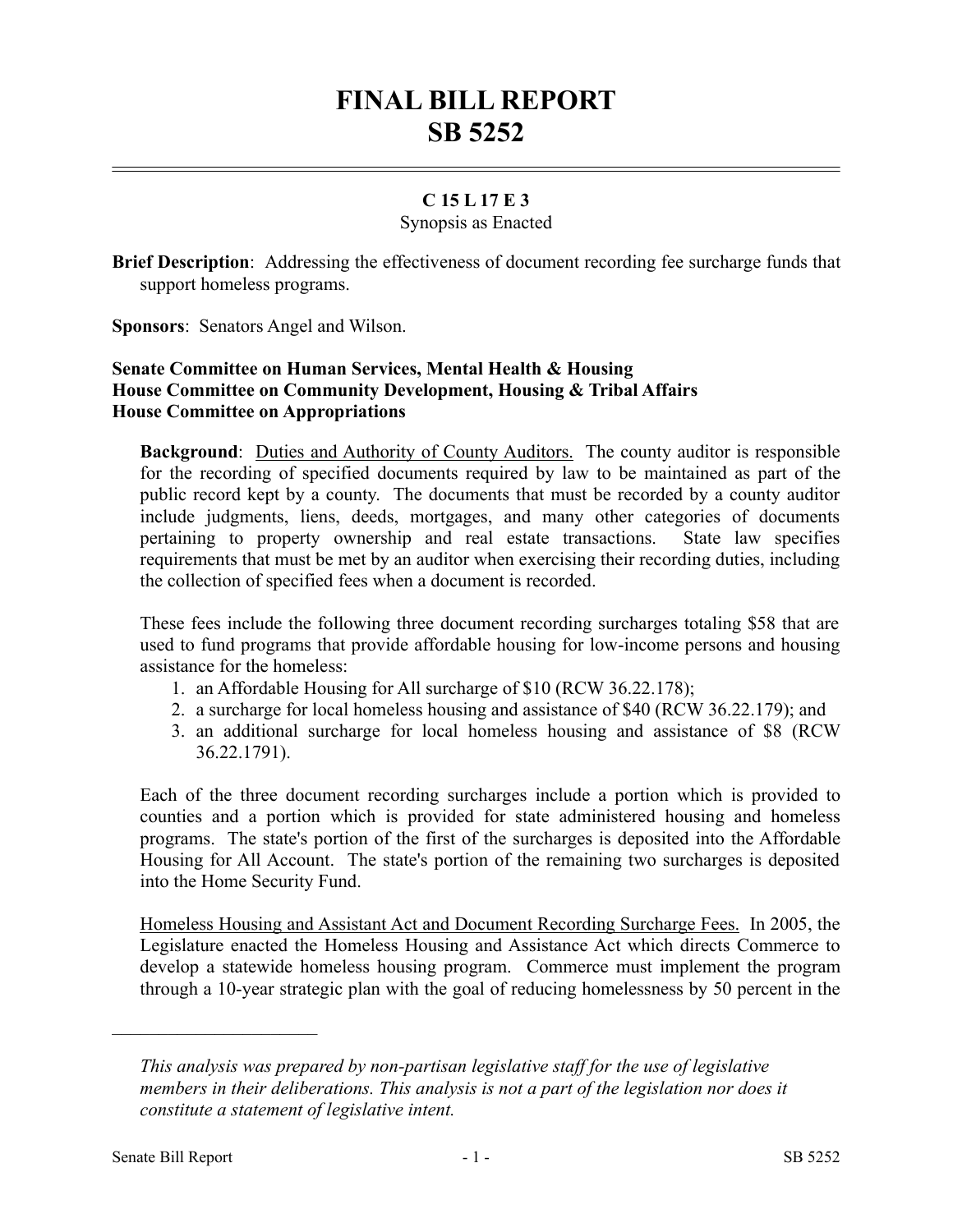# FINAL BILL REPORT
# SB 5252

**C 15 L 17 E 3**

Synopsis as Enacted

**Brief Description**: Addressing the effectiveness of document recording fee surcharge funds that support homeless programs.

**Sponsors**: Senators Angel and Wilson.

**Senate Committee on Human Services, Mental Health & Housing**
**House Committee on Community Development, Housing & Tribal Affairs**
**House Committee on Appropriations**

**Background**: Duties and Authority of County Auditors. The county auditor is responsible for the recording of specified documents required by law to be maintained as part of the public record kept by a county. The documents that must be recorded by a county auditor include judgments, liens, deeds, mortgages, and many other categories of documents pertaining to property ownership and real estate transactions. State law specifies requirements that must be met by an auditor when exercising their recording duties, including the collection of specified fees when a document is recorded.

These fees include the following three document recording surcharges totaling $58 that are used to fund programs that provide affordable housing for low-income persons and housing assistance for the homeless:

1. an Affordable Housing for All surcharge of $10 (RCW 36.22.178);
2. a surcharge for local homeless housing and assistance of $40 (RCW 36.22.179); and
3. an additional surcharge for local homeless housing and assistance of $8 (RCW 36.22.1791).

Each of the three document recording surcharges include a portion which is provided to counties and a portion which is provided for state administered housing and homeless programs. The state's portion of the first of the surcharges is deposited into the Affordable Housing for All Account. The state's portion of the remaining two surcharges is deposited into the Home Security Fund.

Homeless Housing and Assistant Act and Document Recording Surcharge Fees. In 2005, the Legislature enacted the Homeless Housing and Assistance Act which directs Commerce to develop a statewide homeless housing program. Commerce must implement the program through a 10-year strategic plan with the goal of reducing homelessness by 50 percent in the

---

*This analysis was prepared by non-partisan legislative staff for the use of legislative members in their deliberations. This analysis is not a part of the legislation nor does it constitute a statement of legislative intent.*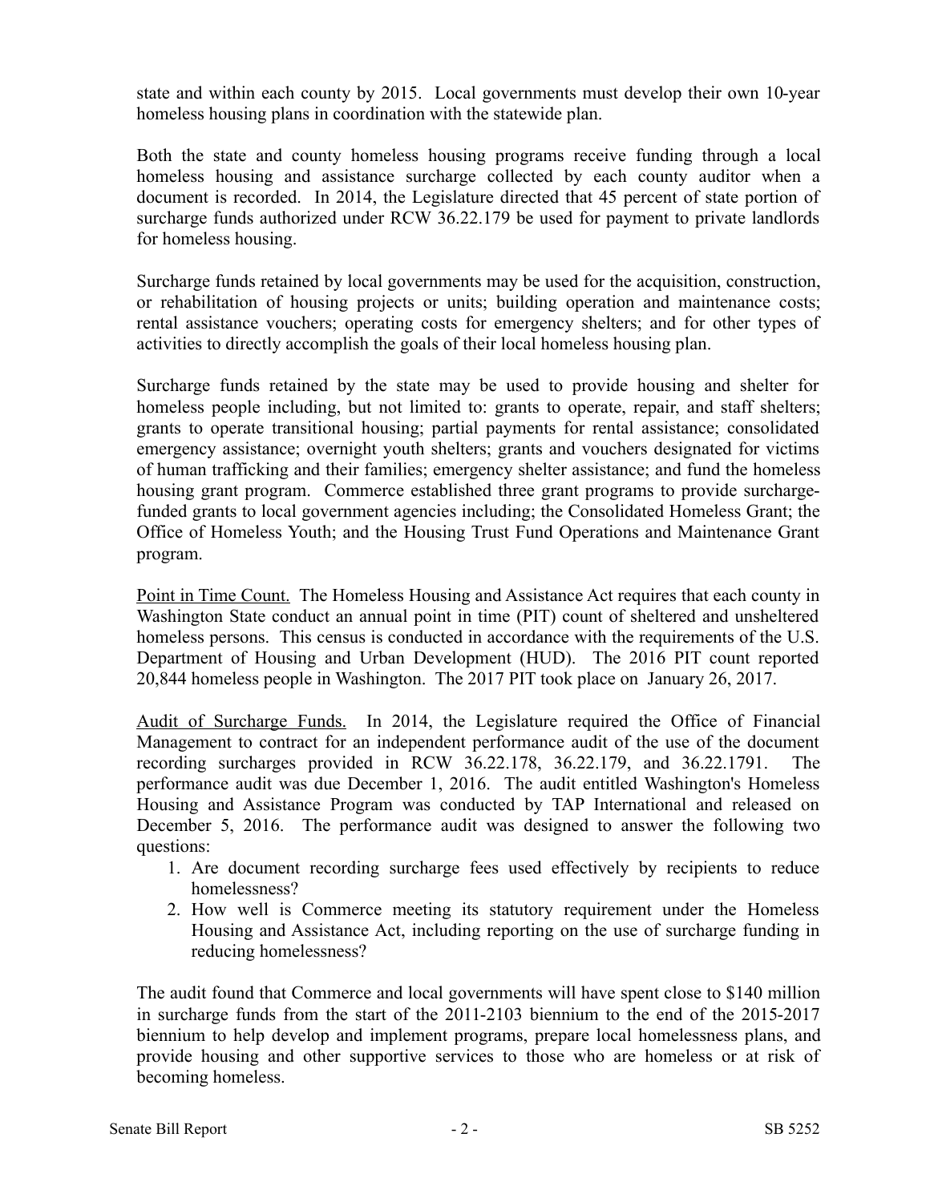state and within each county by 2015. Local governments must develop their own 10-year homeless housing plans in coordination with the statewide plan.

Both the state and county homeless housing programs receive funding through a local homeless housing and assistance surcharge collected by each county auditor when a document is recorded. In 2014, the Legislature directed that 45 percent of state portion of surcharge funds authorized under RCW 36.22.179 be used for payment to private landlords for homeless housing.

Surcharge funds retained by local governments may be used for the acquisition, construction, or rehabilitation of housing projects or units; building operation and maintenance costs; rental assistance vouchers; operating costs for emergency shelters; and for other types of activities to directly accomplish the goals of their local homeless housing plan.

Surcharge funds retained by the state may be used to provide housing and shelter for homeless people including, but not limited to: grants to operate, repair, and staff shelters; grants to operate transitional housing; partial payments for rental assistance; consolidated emergency assistance; overnight youth shelters; grants and vouchers designated for victims of human trafficking and their families; emergency shelter assistance; and fund the homeless housing grant program. Commerce established three grant programs to provide surcharge-funded grants to local government agencies including; the Consolidated Homeless Grant; the Office of Homeless Youth; and the Housing Trust Fund Operations and Maintenance Grant program.

<u>Point in Time Count.</u> The Homeless Housing and Assistance Act requires that each county in Washington State conduct an annual point in time (PIT) count of sheltered and unsheltered homeless persons. This census is conducted in accordance with the requirements of the U.S. Department of Housing and Urban Development (HUD). The 2016 PIT count reported 20,844 homeless people in Washington. The 2017 PIT took place on January 26, 2017.

<u>Audit of Surcharge Funds.</u> In 2014, the Legislature required the Office of Financial Management to contract for an independent performance audit of the use of the document recording surcharges provided in RCW 36.22.178, 36.22.179, and 36.22.1791. The performance audit was due December 1, 2016. The audit entitled Washington's Homeless Housing and Assistance Program was conducted by TAP International and released on December 5, 2016. The performance audit was designed to answer the following two questions:

1. Are document recording surcharge fees used effectively by recipients to reduce homelessness?
2. How well is Commerce meeting its statutory requirement under the Homeless Housing and Assistance Act, including reporting on the use of surcharge funding in reducing homelessness?

The audit found that Commerce and local governments will have spent close to $140 million in surcharge funds from the start of the 2011-2103 biennium to the end of the 2015-2017 biennium to help develop and implement programs, prepare local homelessness plans, and provide housing and other supportive services to those who are homeless or at risk of becoming homeless.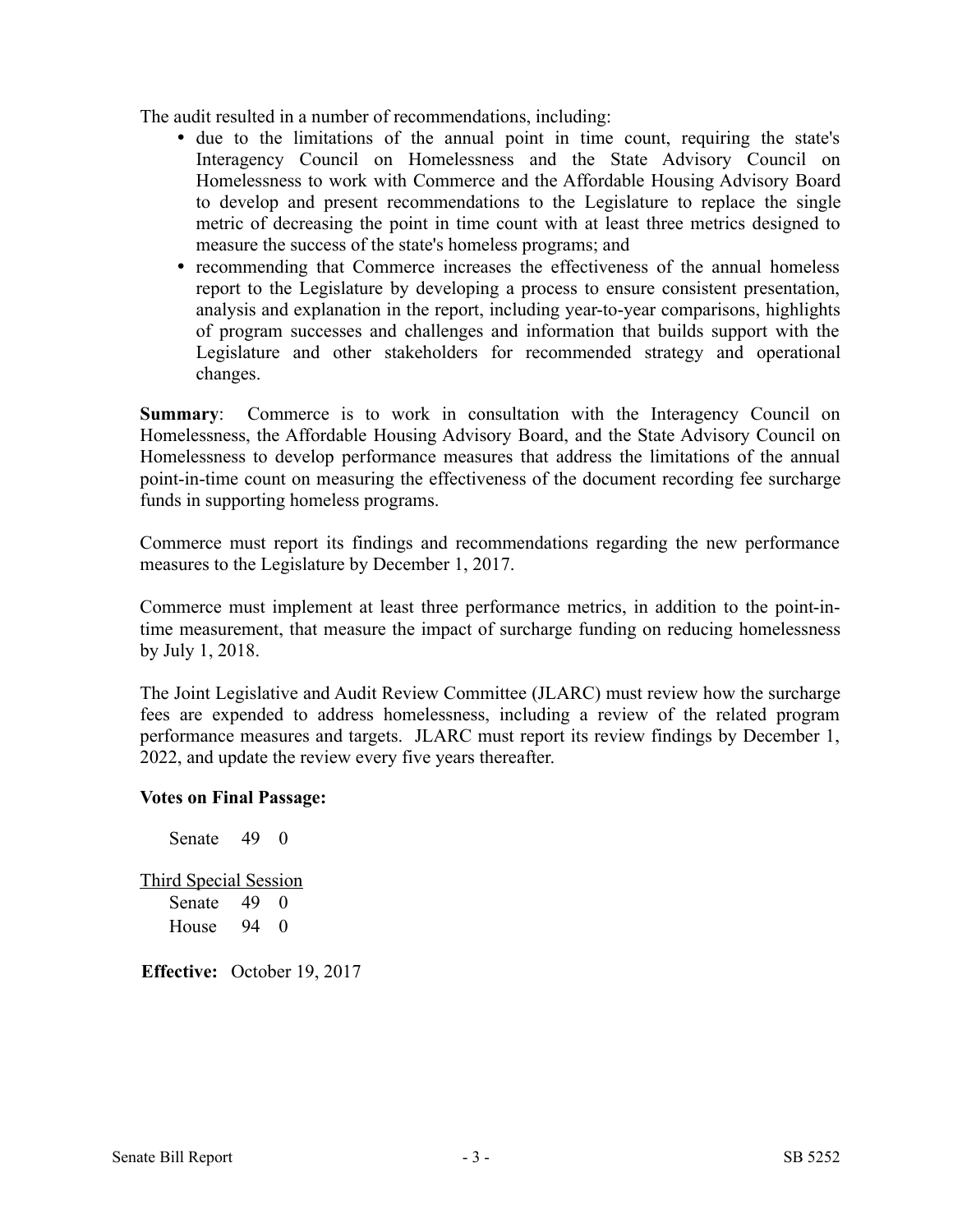The audit resulted in a number of recommendations, including:

- due to the limitations of the annual point in time count, requiring the state's Interagency Council on Homelessness and the State Advisory Council on Homelessness to work with Commerce and the Affordable Housing Advisory Board to develop and present recommendations to the Legislature to replace the single metric of decreasing the point in time count with at least three metrics designed to measure the success of the state's homeless programs; and
- recommending that Commerce increases the effectiveness of the annual homeless report to the Legislature by developing a process to ensure consistent presentation, analysis and explanation in the report, including year-to-year comparisons, highlights of program successes and challenges and information that builds support with the Legislature and other stakeholders for recommended strategy and operational changes.

**Summary**: Commerce is to work in consultation with the Interagency Council on Homelessness, the Affordable Housing Advisory Board, and the State Advisory Council on Homelessness to develop performance measures that address the limitations of the annual point-in-time count on measuring the effectiveness of the document recording fee surcharge funds in supporting homeless programs.

Commerce must report its findings and recommendations regarding the new performance measures to the Legislature by December 1, 2017.

Commerce must implement at least three performance metrics, in addition to the point-in-time measurement, that measure the impact of surcharge funding on reducing homelessness by July 1, 2018.

The Joint Legislative and Audit Review Committee (JLARC) must review how the surcharge fees are expended to address homelessness, including a review of the related program performance measures and targets. JLARC must report its review findings by December 1, 2022, and update the review every five years thereafter.

**Votes on Final Passage:**

Senate 49 0

Third Special Session

Senate 49 0

House 94 0

**Effective:** October 19, 2017